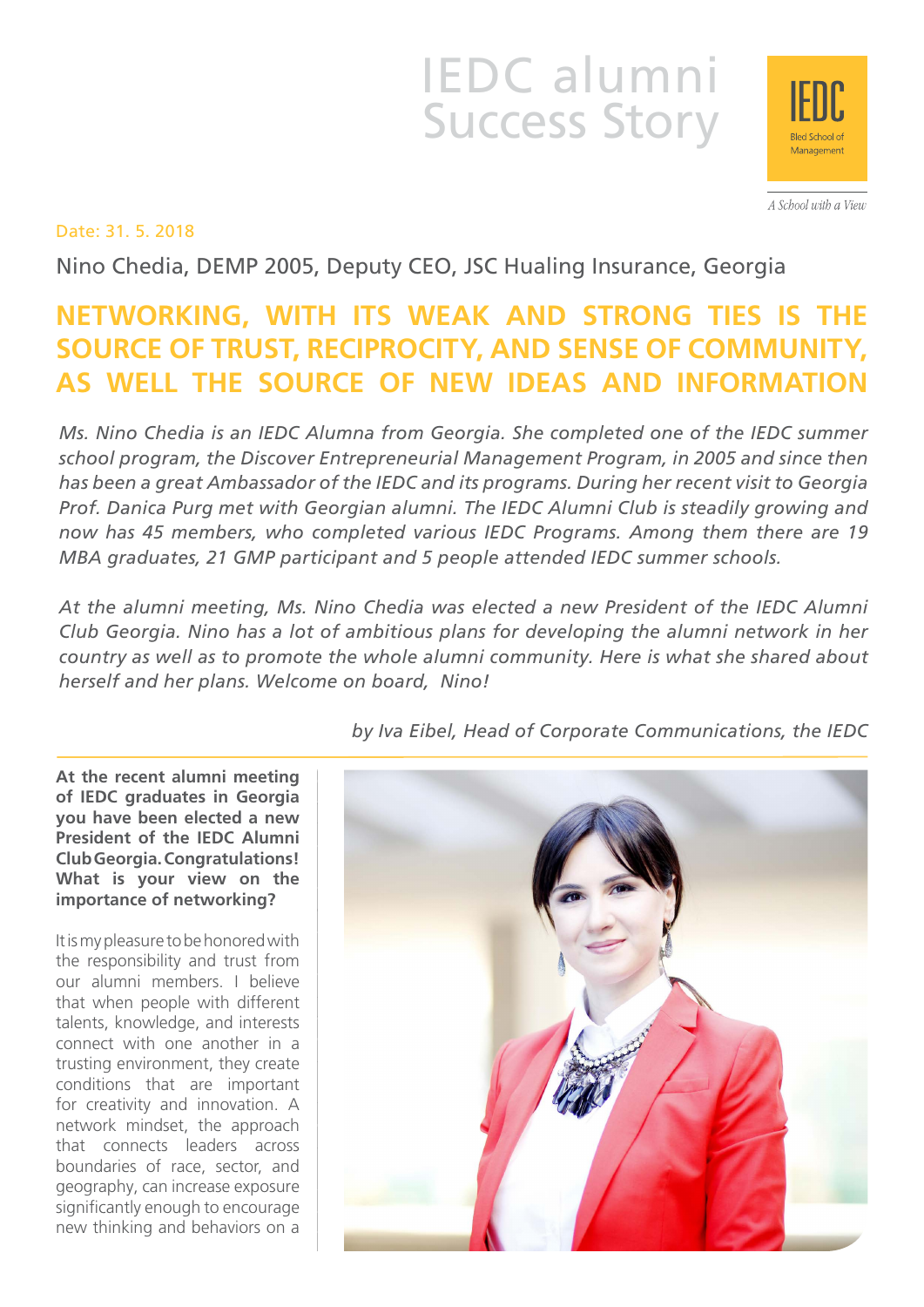# IEDC alumni Success Story

IEDC Bled School of Management

*A School with a View*

Date: 31. 5. 2018

Nino Chedia, DEMP 2005, Deputy CEO, JSC Hualing Insurance, Georgia

## NETWORKING, WITH ITS WEAK AND STRONG TIES IS THE SOURCE OF TRUST, RECIPROCITY, AND SENSE OF COMMUNITY, AS WELL THE SOURCE OF NEW IDEAS AND INFORMATION

*Ms. Nino Chedia is an IEDC Alumna from Georgia. She completed one of the IEDC summer school program, the Discover Entrepreneurial Management Program, in 2005 and since then has been a great Ambassador of the IEDC and its programs. During her recent visit to Georgia Prof. Danica Purg met with Georgian alumni. The IEDC Alumni Club is steadily growing and now has 45 members, who completed various IEDC Programs. Among them there are 19 MBA graduates, 21 GMP participant and 5 people attended IEDC summer schools.*

*At the alumni meeting, Ms. Nino Chedia was elected a new President of the IEDC Alumni Club Georgia. Nino has a lot of ambitious plans for developing the alumni network in her country as well as to promote the whole alumni community. Here is what she shared about herself and her plans. Welcome on board, Nino!*

*by Iva Eibel, Head of Corporate Communications, the IEDC*

**At the recent alumni meeting of IEDC graduates in Georgia you have been elected a new President of the IEDC Alumni Club Georgia. Congratulations! What is your view on the importance of networking?**

It is my pleasure to be honored with the responsibility and trust from our alumni members. I believe that when people with different talents, knowledge, and interests connect with one another in a trusting environment, they create conditions that are important for creativity and innovation. A network mindset, the approach that connects leaders across boundaries of race, sector, and geography, can increase exposure significantly enough to encourage new thinking and behaviors on a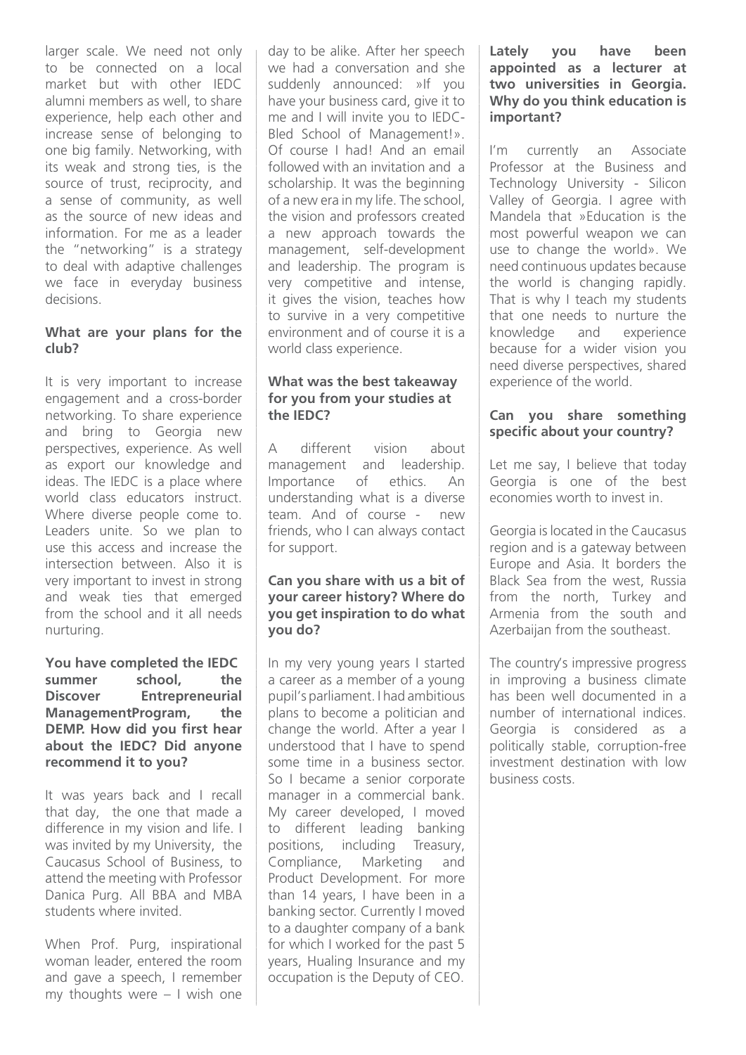larger scale. We need not only to be connected on a local market but with other IEDC alumni members as well, to share experience, help each other and increase sense of belonging to one big family. Networking, with its weak and strong ties, is the source of trust, reciprocity, and a sense of community, as well as the source of new ideas and information. For me as a leader the "networking" is a strategy to deal with adaptive challenges we face in everyday business decisions.

**What are your plans for the club?**

It is very important to increase engagement and a cross-border networking. To share experience and bring to Georgia new perspectives, experience. As well as export our knowledge and ideas. The IEDC is a place where world class educators instruct. Where diverse people come to. Leaders unite. So we plan to use this access and increase the intersection between. Also it is very important to invest in strong and weak ties that emerged from the school and it all needs nurturing.

**You have completed the IEDC summer school, the Discover Entrepreneurial ManagementProgram, the DEMP. How did you first hear about the IEDC? Did anyone recommend it to you?**

It was years back and I recall that day, the one that made a difference in my vision and life. I was invited by my University, the Caucasus School of Business, to attend the meeting with Professor Danica Purg. All BBA and MBA students where invited.

When Prof. Purg, inspirational woman leader, entered the room and gave a speech, I remember my thoughts were – I wish one day to be alike. After her speech we had a conversation and she suddenly announced: »If you have your business card, give it to me and I will invite you to IEDC-Bled School of Management!». Of course I had! And an email followed with an invitation and a scholarship. It was the beginning of a new era in my life. The school, the vision and professors created a new approach towards the management, self-development and leadership. The program is very competitive and intense, it gives the vision, teaches how to survive in a very competitive environment and of course it is a world class experience.

**What was the best takeaway for you from your studies at the IEDC?**

A different vision about management and leadership. Importance of ethics. An understanding what is a diverse team. And of course - new friends, who I can always contact for support.

**Can you share with us a bit of your career history? Where do you get inspiration to do what you do?**

In my very young years I started a career as a member of a young pupil's parliament. I had ambitious plans to become a politician and change the world. After a year I understood that I have to spend some time in a business sector. So I became a senior corporate manager in a commercial bank. My career developed, I moved to different leading banking positions, including Treasury, Compliance, Marketing and Product Development. For more than 14 years, I have been in a banking sector. Currently I moved to a daughter company of a bank for which I worked for the past 5 years, Hualing Insurance and my occupation is the Deputy of CEO.

**Lately you have been appointed as a lecturer at two universities in Georgia. Why do you think education is important?**

I'm currently an Associate Professor at the Business and Technology University - Silicon Valley of Georgia. I agree with Mandela that »Education is the most powerful weapon we can use to change the world». We need continuous updates because the world is changing rapidly. That is why I teach my students that one needs to nurture the knowledge and experience because for a wider vision you need diverse perspectives, shared experience of the world.

**Can you share something specific about your country?**

Let me say, I believe that today Georgia is one of the best economies worth to invest in.

Georgia is located in the Caucasus region and is a gateway between Europe and Asia. It borders the Black Sea from the west, Russia from the north, Turkey and Armenia from the south and Azerbaijan from the southeast.

The country's impressive progress in improving a business climate has been well documented in a number of international indices. Georgia is considered as a politically stable, corruption-free investment destination with low business costs.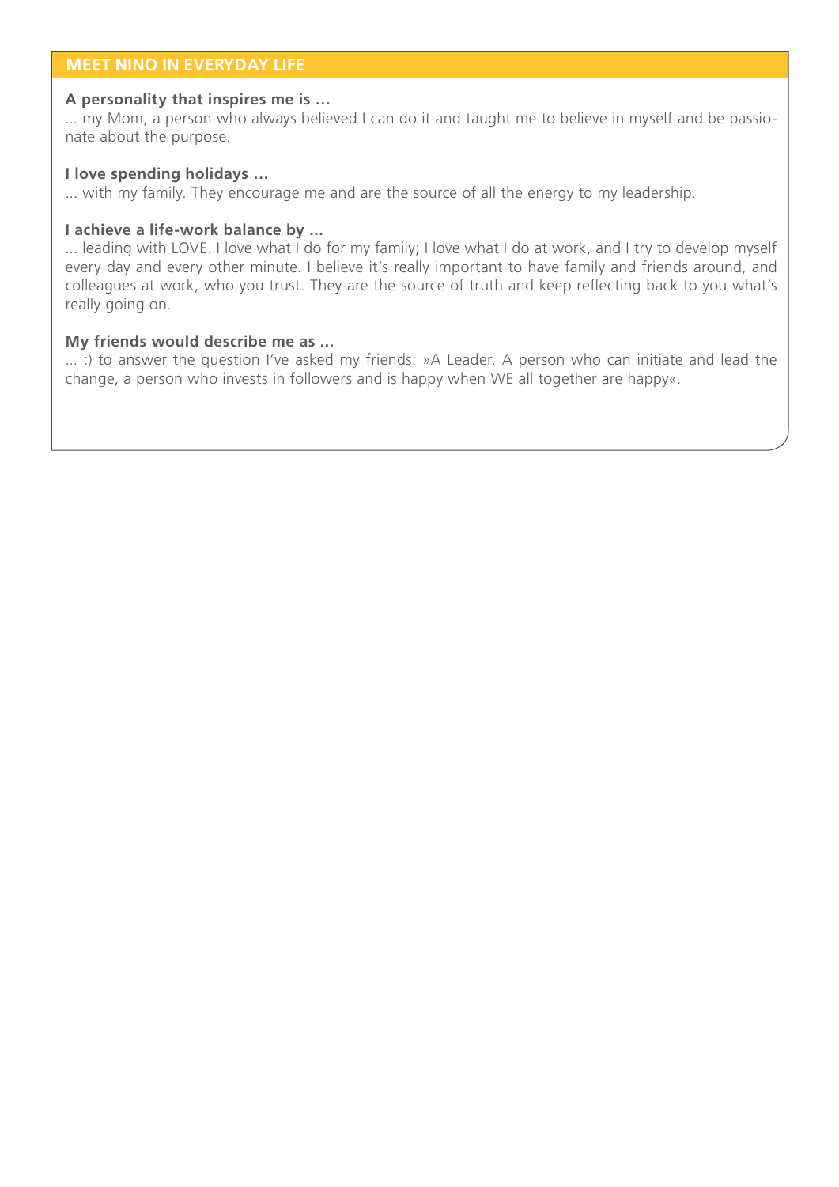## MEET NINO IN EVERYDAY LIFE

**A personality that inspires me is …**

… my Mom, a person who always believed I can do it and taught me to believe in myself and be passionate about the purpose.

**I love spending holidays …**

… with my family. They encourage me and are the source of all the energy to my leadership.

**I achieve a life-work balance by …**

… leading with LOVE. I love what I do for my family; I love what I do at work, and I try to develop myself every day and every other minute. I believe it's really important to have family and friends around, and colleagues at work, who you trust. They are the source of truth and keep reflecting back to you what's really going on.

**My friends would describe me as …**

… :) to answer the question I've asked my friends: »A Leader. A person who can initiate and lead the change, a person who invests in followers and is happy when WE all together are happy«.